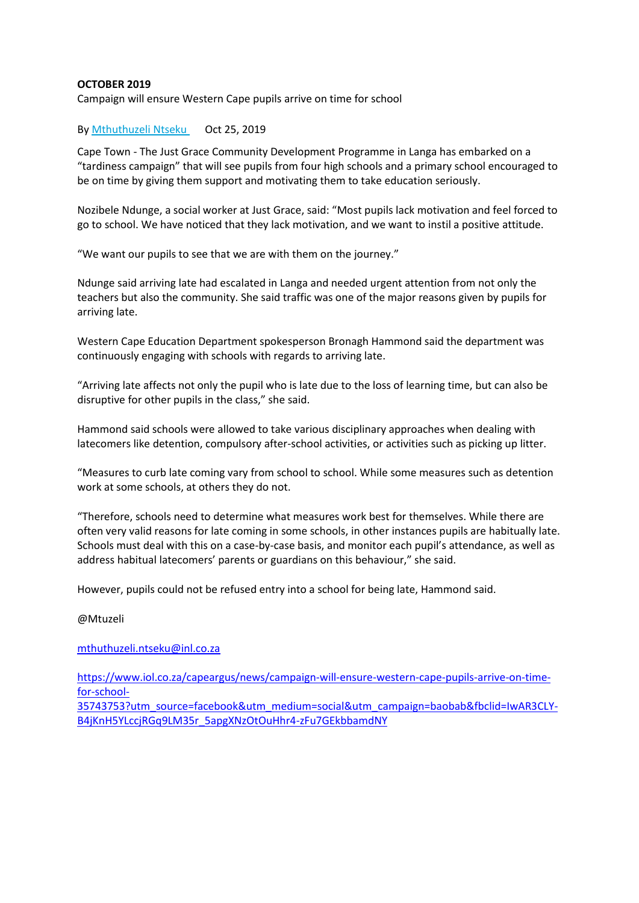**OCTOBER 2019**

Campaign will ensure Western Cape pupils arrive on time for school

By [Mthuthuzeli Ntseku](#) Oct 25, 2019

Cape Town - The Just Grace Community Development Programme in Langa has embarked on a "tardiness campaign" that will see pupils from four high schools and a primary school encouraged to be on time by giving them support and motivating them to take education seriously.

Nozibele Ndunge, a social worker at Just Grace, said: "Most pupils lack motivation and feel forced to go to school. We have noticed that they lack motivation, and we want to instil a positive attitude.

"We want our pupils to see that we are with them on the journey."

Ndunge said arriving late had escalated in Langa and needed urgent attention from not only the teachers but also the community. She said traffic was one of the major reasons given by pupils for arriving late.

Western Cape Education Department spokesperson Bronagh Hammond said the department was continuously engaging with schools with regards to arriving late.

"Arriving late affects not only the pupil who is late due to the loss of learning time, but can also be disruptive for other pupils in the class," she said.

Hammond said schools were allowed to take various disciplinary approaches when dealing with latecomers like detention, compulsory after-school activities, or activities such as picking up litter.

"Measures to curb late coming vary from school to school. While some measures such as detention work at some schools, at others they do not.

"Therefore, schools need to determine what measures work best for themselves. While there are often very valid reasons for late coming in some schools, in other instances pupils are habitually late. Schools must deal with this on a case-by-case basis, and monitor each pupil's attendance, as well as address habitual latecomers' parents or guardians on this behaviour," she said.

However, pupils could not be refused entry into a school for being late, Hammond said.

@Mtuzeli

mthuthuzeli.ntseku@inl.co.za

https://www.iol.co.za/capeargus/news/campaign-will-ensure-western-cape-pupils-arrive-on-time-for-school-35743753?utm_source=facebook&utm_medium=social&utm_campaign=baobab&fbclid=IwAR3CLY-B4jKnH5YLccjRGq9LM35r_5apgXNzOtOuHhr4-zFu7GEkbbamdNY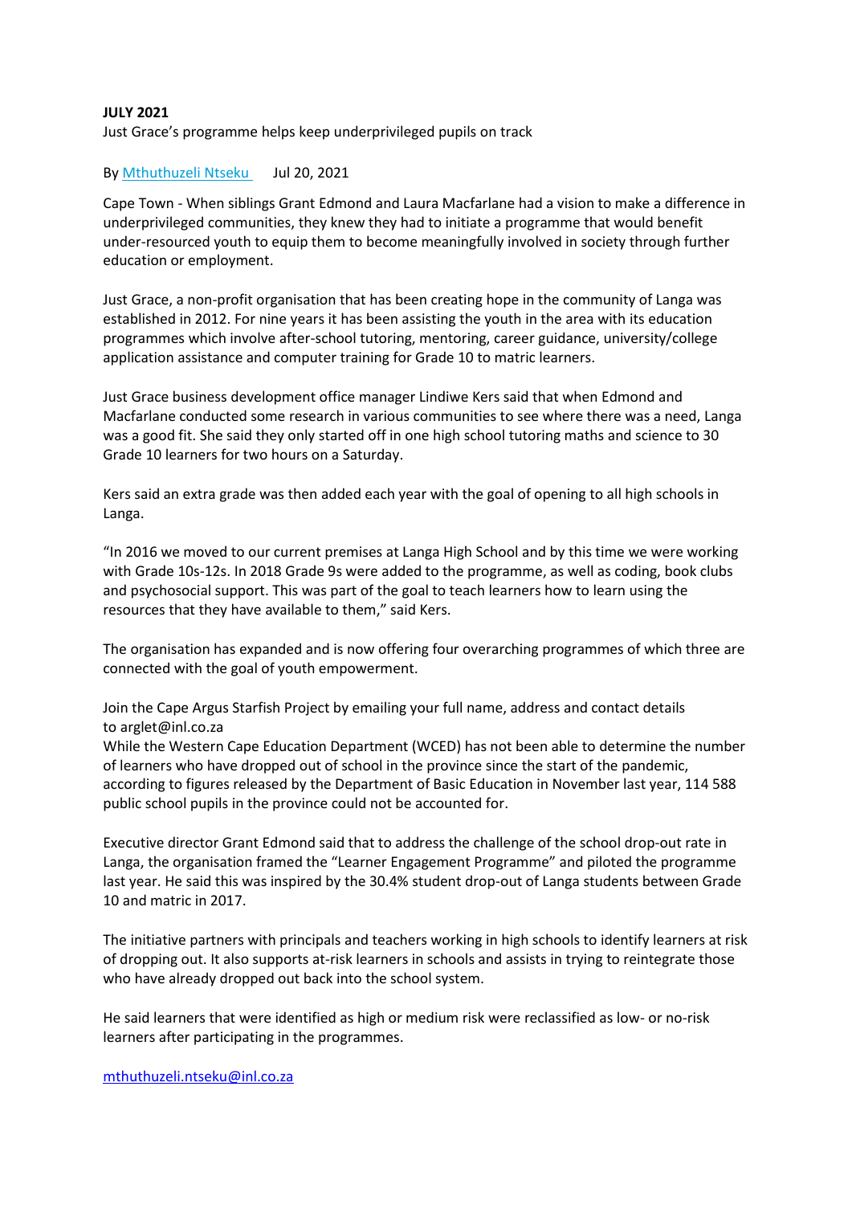**JULY 2021**

Just Grace's programme helps keep underprivileged pupils on track

By [Mthuthuzeli Ntseku](#)  Jul 20, 2021

Cape Town - When siblings Grant Edmond and Laura Macfarlane had a vision to make a difference in underprivileged communities, they knew they had to initiate a programme that would benefit under-resourced youth to equip them to become meaningfully involved in society through further education or employment.

Just Grace, a non-profit organisation that has been creating hope in the community of Langa was established in 2012. For nine years it has been assisting the youth in the area with its education programmes which involve after-school tutoring, mentoring, career guidance, university/college application assistance and computer training for Grade 10 to matric learners.

Just Grace business development office manager Lindiwe Kers said that when Edmond and Macfarlane conducted some research in various communities to see where there was a need, Langa was a good fit. She said they only started off in one high school tutoring maths and science to 30 Grade 10 learners for two hours on a Saturday.

Kers said an extra grade was then added each year with the goal of opening to all high schools in Langa.

"In 2016 we moved to our current premises at Langa High School and by this time we were working with Grade 10s-12s. In 2018 Grade 9s were added to the programme, as well as coding, book clubs and psychosocial support. This was part of the goal to teach learners how to learn using the resources that they have available to them," said Kers.

The organisation has expanded and is now offering four overarching programmes of which three are connected with the goal of youth empowerment.

Join the Cape Argus Starfish Project by emailing your full name, address and contact details to arglet@inl.co.za

While the Western Cape Education Department (WCED) has not been able to determine the number of learners who have dropped out of school in the province since the start of the pandemic, according to figures released by the Department of Basic Education in November last year, 114 588 public school pupils in the province could not be accounted for.

Executive director Grant Edmond said that to address the challenge of the school drop-out rate in Langa, the organisation framed the "Learner Engagement Programme" and piloted the programme last year. He said this was inspired by the 30.4% student drop-out of Langa students between Grade 10 and matric in 2017.

The initiative partners with principals and teachers working in high schools to identify learners at risk of dropping out. It also supports at-risk learners in schools and assists in trying to reintegrate those who have already dropped out back into the school system.

He said learners that were identified as high or medium risk were reclassified as low- or no-risk learners after participating in the programmes.

[mthuthuzeli.ntseku@inl.co.za](mailto:mthuthuzeli.ntseku@inl.co.za)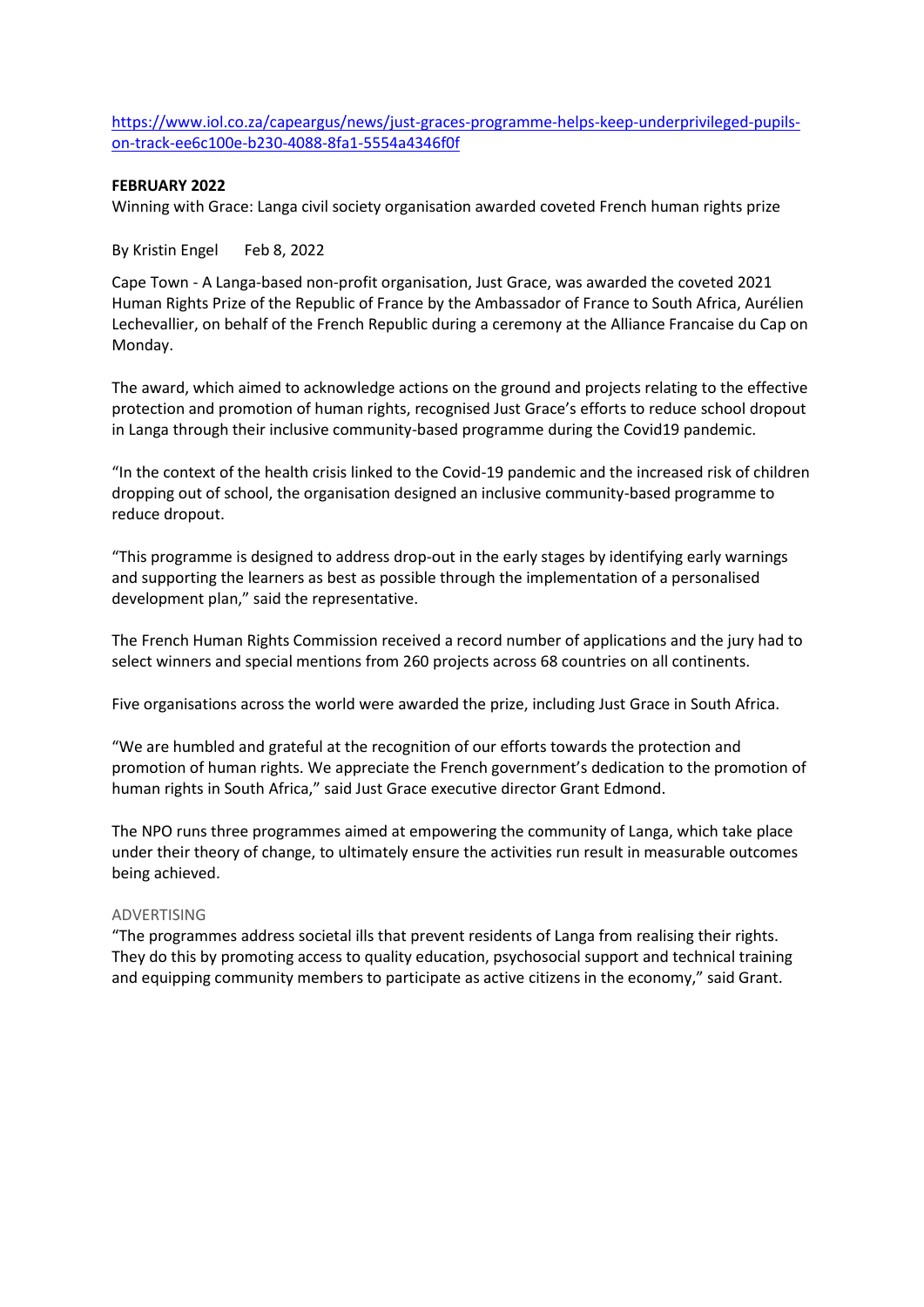[https://www.iol.co.za/capeargus/news/just-graces-programme-helps-keep-underprivileged-pupils-on-track-ee6c100e-b230-4088-8fa1-5554a4346f0f](https://www.iol.co.za/capeargus/news/just-graces-programme-helps-keep-underprivileged-pupils-on-track-ee6c100e-b230-4088-8fa1-5554a4346f0f)

**FEBRUARY 2022**

Winning with Grace: Langa civil society organisation awarded coveted French human rights prize

By Kristin Engel    Feb 8, 2022

Cape Town - A Langa-based non-profit organisation, Just Grace, was awarded the coveted 2021 Human Rights Prize of the Republic of France by the Ambassador of France to South Africa, Aurélien Lechevallier, on behalf of the French Republic during a ceremony at the Alliance Francaise du Cap on Monday.

The award, which aimed to acknowledge actions on the ground and projects relating to the effective protection and promotion of human rights, recognised Just Grace's efforts to reduce school dropout in Langa through their inclusive community-based programme during the Covid19 pandemic.

"In the context of the health crisis linked to the Covid-19 pandemic and the increased risk of children dropping out of school, the organisation designed an inclusive community-based programme to reduce dropout.

"This programme is designed to address drop-out in the early stages by identifying early warnings and supporting the learners as best as possible through the implementation of a personalised development plan," said the representative.

The French Human Rights Commission received a record number of applications and the jury had to select winners and special mentions from 260 projects across 68 countries on all continents.

Five organisations across the world were awarded the prize, including Just Grace in South Africa.

"We are humbled and grateful at the recognition of our efforts towards the protection and promotion of human rights. We appreciate the French government's dedication to the promotion of human rights in South Africa," said Just Grace executive director Grant Edmond.

The NPO runs three programmes aimed at empowering the community of Langa, which take place under their theory of change, to ultimately ensure the activities run result in measurable outcomes being achieved.

ADVERTISING

"The programmes address societal ills that prevent residents of Langa from realising their rights. They do this by promoting access to quality education, psychosocial support and technical training and equipping community members to participate as active citizens in the economy," said Grant.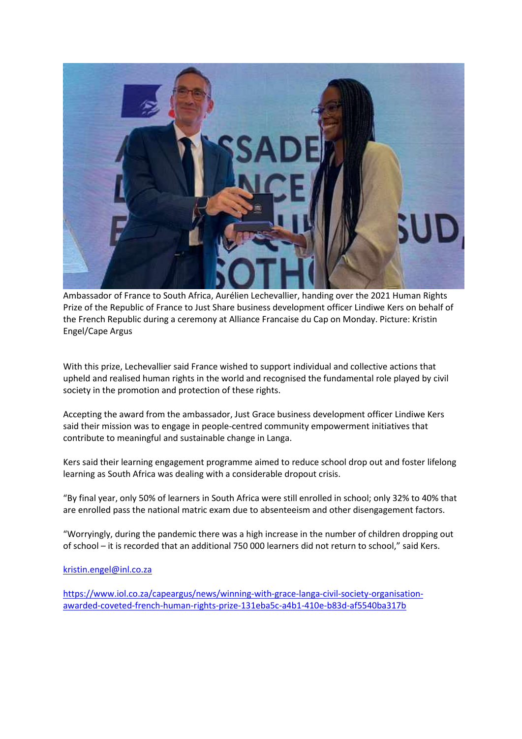Ambassador of France to South Africa, Aurélien Lechevallier, handing over the 2021 Human Rights Prize of the Republic of France to Just Share business development officer Lindiwe Kers on behalf of the French Republic during a ceremony at Alliance Francaise du Cap on Monday. Picture: Kristin Engel/Cape Argus

With this prize, Lechevallier said France wished to support individual and collective actions that upheld and realised human rights in the world and recognised the fundamental role played by civil society in the promotion and protection of these rights.

Accepting the award from the ambassador, Just Grace business development officer Lindiwe Kers said their mission was to engage in people-centred community empowerment initiatives that contribute to meaningful and sustainable change in Langa.

Kers said their learning engagement programme aimed to reduce school drop out and foster lifelong learning as South Africa was dealing with a considerable dropout crisis.

“By final year, only 50% of learners in South Africa were still enrolled in school; only 32% to 40% that are enrolled pass the national matric exam due to absenteeism and other disengagement factors.

“Worryingly, during the pandemic there was a high increase in the number of children dropping out of school – it is recorded that an additional 750 000 learners did not return to school,” said Kers.

kristin.engel@inl.co.za

https://www.iol.co.za/capeargus/news/winning-with-grace-langa-civil-society-organisation-awarded-coveted-french-human-rights-prize-131eba5c-a4b1-410e-b83d-af5540ba317b